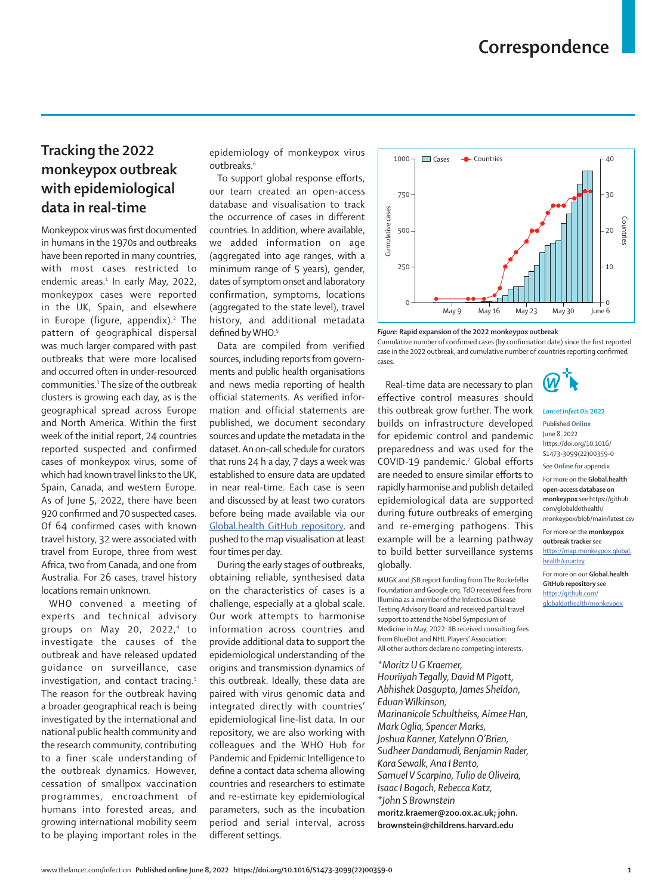# Correspondence

## Tracking the 2022 monkeypox outbreak with epidemiological data in real-time

Monkeypox virus was first documented in humans in the 1970s and outbreaks have been reported in many countries, with most cases restricted to endemic areas.[1] In early May, 2022, monkeypox cases were reported in the UK, Spain, and elsewhere in Europe (figure, appendix).[2] The pattern of geographical dispersal was much larger compared with past outbreaks that were more localised and occurred often in under-resourced communities.[3] The size of the outbreak clusters is growing each day, as is the geographical spread across Europe and North America. Within the first week of the initial report, 24 countries reported suspected and confirmed cases of monkeypox virus, some of which had known travel links to the UK, Spain, Canada, and western Europe. As of June 5, 2022, there have been 920 confirmed and 70 suspected cases. Of 64 confirmed cases with known travel history, 32 were associated with travel from Europe, three from west Africa, two from Canada, and one from Australia. For 26 cases, travel history locations remain unknown.

WHO convened a meeting of experts and technical advisory groups on May 20, 2022,[4] to investigate the causes of the outbreak and have released updated guidance on surveillance, case investigation, and contact tracing.[5] The reason for the outbreak having a broader geographical reach is being investigated by the international and national public health community and the research community, contributing to a finer scale understanding of the outbreak dynamics. However, cessation of smallpox vaccination programmes, encroachment of humans into forested areas, and growing international mobility seem to be playing important roles in the epidemiology of monkeypox virus outbreaks.[6]

To support global response efforts, our team created an open-access database and visualisation to track the occurrence of cases in different countries. In addition, where available, we added information on age (aggregated into age ranges, with a minimum range of 5 years), gender, dates of symptom onset and laboratory confirmation, symptoms, locations (aggregated to the state level), travel history, and additional metadata defined by WHO.[5]

Data are compiled from verified sources, including reports from governments and public health organisations and news media reporting of health official statements. As verified information and official statements are published, we document secondary sources and update the metadata in the dataset. An on-call schedule for curators that runs 24 h a day, 7 days a week was established to ensure data are updated in near real-time. Each case is seen and discussed by at least two curators before being made available via our Global.health GitHub repository, and pushed to the map visualisation at least four times per day.

During the early stages of outbreaks, obtaining reliable, synthesised data on the characteristics of cases is a challenge, especially at a global scale. Our work attempts to harmonise information across countries and provide additional data to support the epidemiological understanding of the origins and transmission dynamics of this outbreak. Ideally, these data are paired with virus genomic data and integrated directly with countries' epidemiological line-list data. In our repository, we are also working with colleagues and the WHO Hub for Pandemic and Epidemic Intelligence to define a contact data schema allowing countries and researchers to estimate and re-estimate key epidemiological parameters, such as the incubation period and serial interval, across different settings.

*Figure:* **Rapid expansion of the 2022 monkeypox outbreak**
Cumulative number of confirmed cases (by confirmation date) since the first reported case in the 2022 outbreak, and cumulative number of countries reporting confirmed cases.

Real-time data are necessary to plan effective control measures should this outbreak grow further. The work builds on infrastructure developed for epidemic control and pandemic preparedness and was used for the COVID-19 pandemic.[7] Global efforts are needed to ensure similar efforts to rapidly harmonise and publish detailed epidemiological data are supported during future outbreaks of emerging and re-emerging pathogens. This example will be a learning pathway to build better surveillance systems globally.

MUGK and JSB report funding from The Rockefeller Foundation and Google.org. TdO received fees from Illumina as a member of the Infectious Disease Testing Advisory Board and received partial travel support to attend the Nobel Symposium of Medicine in May, 2022. IIB received consulting fees from BlueDot and NHL Players' Association. All other authors declare no competing interests.

*\*Moritz U G Kraemer, Houriiyah Tegally, David M Pigott, Abhishek Dasgupta, James Sheldon, Eduan Wilkinson, Marinanicole Schultheiss, Aimee Han, Mark Oglia, Spencer Marks, Joshua Kanner, Katelynn O'Brien, Sudheer Dandamudi, Benjamin Rader, Kara Sewalk, Ana I Bento, Samuel V Scarpino, Tulio de Oliveira, Isaac I Bogoch, Rebecca Katz, \*John S Brownstein*
**moritz.kraemer@zoo.ox.ac.uk; john.brownstein@childrens.harvard.edu**

*Lancet Infect Dis 2022*
Published **Online** June 8, 2022
https://doi.org/10.1016/S1473-3099(22)00359-0

See **Online** for appendix

For more on the **Global.health open-access database on monkeypox** see https://github.com/globaldothealth/monkeypox/blob/main/latest.csv

For more on the **monkeypox outbreak tracker** see https://map.monkeypox.global.health/country

For more on our **Global.health GitHub repository** see https://github.com/globaldothealth/monkeypox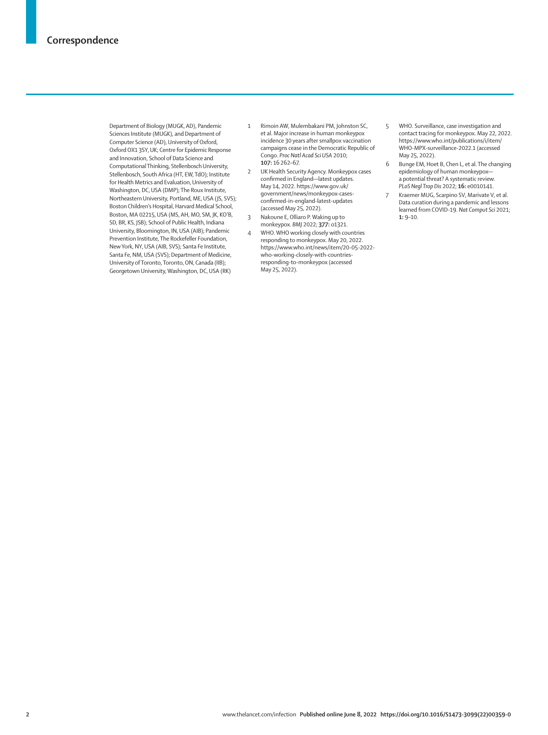Department of Biology (MUGK, AD), Pandemic Sciences Institute (MUGK), and Department of Computer Science (AD), University of Oxford, Oxford OX1 3SY, UK; Centre for Epidemic Response and Innovation, School of Data Science and Computational Thinking, Stellenbosch University, Stellenbosch, South Africa (HT, EW, TdO); Institute for Health Metrics and Evaluation, University of Washington, DC, USA (DMP); The Roux Institute, Northeastern University, Portland, ME, USA (JS, SVS); Boston Children's Hospital, Harvard Medical School, Boston, MA 02215, USA (MS, AH, MO, SM, JK, KO'B, SD, BR, KS, JSB); School of Public Health, Indiana University, Bloomington, IN, USA (AIB); Pandemic Prevention Institute, The Rockefeller Foundation, New York, NY, USA (AIB, SVS); Santa Fe Institute, Santa Fe, NM, USA (SVS); Department of Medicine, University of Toronto, Toronto, ON, Canada (IIB); Georgetown University, Washington, DC, USA (RK)

1. Rimoin AW, Mulembakani PM, Johnston SC, et al. Major increase in human monkeypox incidence 30 years after smallpox vaccination campaigns cease in the Democratic Republic of Congo. *Proc Natl Acad Sci USA* 2010; **107:** 16 262–67.
2. UK Health Security Agency. Monkeypox cases confirmed in England—latest updates. May 14, 2022. https://www.gov.uk/government/news/monkeypox-cases-confirmed-in-england-latest-updates (accessed May 25, 2022).
3. Nakoune E, Olliaro P. Waking up to monkeypox. *BMJ* 2022; **377:** o1321.
4. WHO. WHO working closely with countries responding to monkeypox. May 20, 2022. https://www.who.int/news/item/20-05-2022-who-working-closely-with-countries-responding-to-monkeypox (accessed May 25, 2022).
5. WHO. Surveillance, case investigation and contact tracing for monkeypox. May 22, 2022. https://www.who.int/publications/i/item/WHO-MPX-surveillance-2022.1 (accessed May 25, 2022).
6. Bunge EM, Hoet B, Chen L, et al. The changing epidemiology of human monkeypox—a potential threat? A systematic review. *PLoS Negl Trop Dis* 2022; **16:** e0010141.
7. Kraemer MUG, Scarpino SV, Marivate V, et al. Data curation during a pandemic and lessons learned from COVID-19. *Nat Comput Sci* 2021; **1:** 9–10.